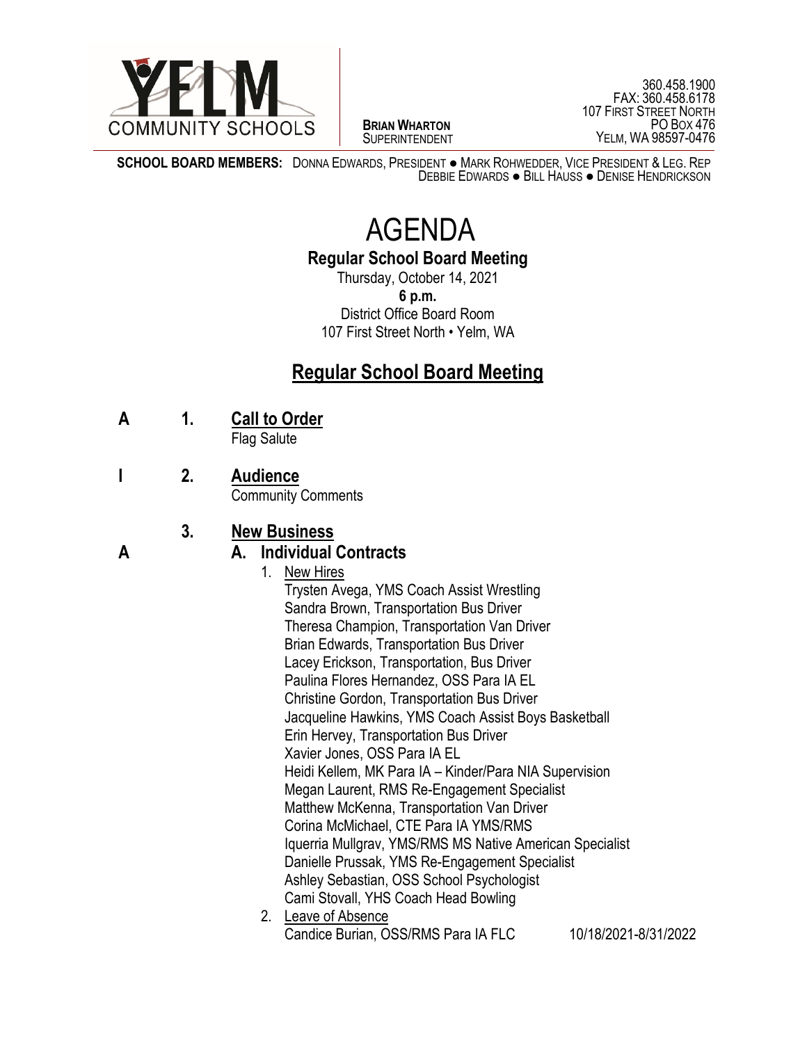YELM COMMUNITY SCHOOLS

**BRIAN WHARTON**
SUPERINTENDENT

360.458.1900
FAX: 360.458.6178
107 FIRST STREET NORTH
PO BOX 476
YELM, WA 98597-0476

**SCHOOL BOARD MEMBERS:** DONNA EDWARDS, PRESIDENT ● MARK ROHWEDDER, VICE PRESIDENT & LEG. REP
DEBBIE EDWARDS ● BILL HAUSS ● DENISE HENDRICKSON

# AGENDA

**Regular School Board Meeting**

Thursday, October 14, 2021
**6 p.m.**
District Office Board Room
107 First Street North • Yelm, WA

## Regular School Board Meeting

**A 1. Call to Order**
Flag Salute

**I 2. Audience**
Community Comments

**3. New Business**

**A A. Individual Contracts**

1. New Hires
   Trysten Avega, YMS Coach Assist Wrestling
   Sandra Brown, Transportation Bus Driver
   Theresa Champion, Transportation Van Driver
   Brian Edwards, Transportation Bus Driver
   Lacey Erickson, Transportation, Bus Driver
   Paulina Flores Hernandez, OSS Para IA EL
   Christine Gordon, Transportation Bus Driver
   Jacqueline Hawkins, YMS Coach Assist Boys Basketball
   Erin Hervey, Transportation Bus Driver
   Xavier Jones, OSS Para IA EL
   Heidi Kellem, MK Para IA – Kinder/Para NIA Supervision
   Megan Laurent, RMS Re-Engagement Specialist
   Matthew McKenna, Transportation Van Driver
   Corina McMichael, CTE Para IA YMS/RMS
   Iquerria Mullgrav, YMS/RMS MS Native American Specialist
   Danielle Prussak, YMS Re-Engagement Specialist
   Ashley Sebastian, OSS School Psychologist
   Cami Stovall, YHS Coach Head Bowling
2. Leave of Absence
   Candice Burian, OSS/RMS Para IA FLC 10/18/2021-8/31/2022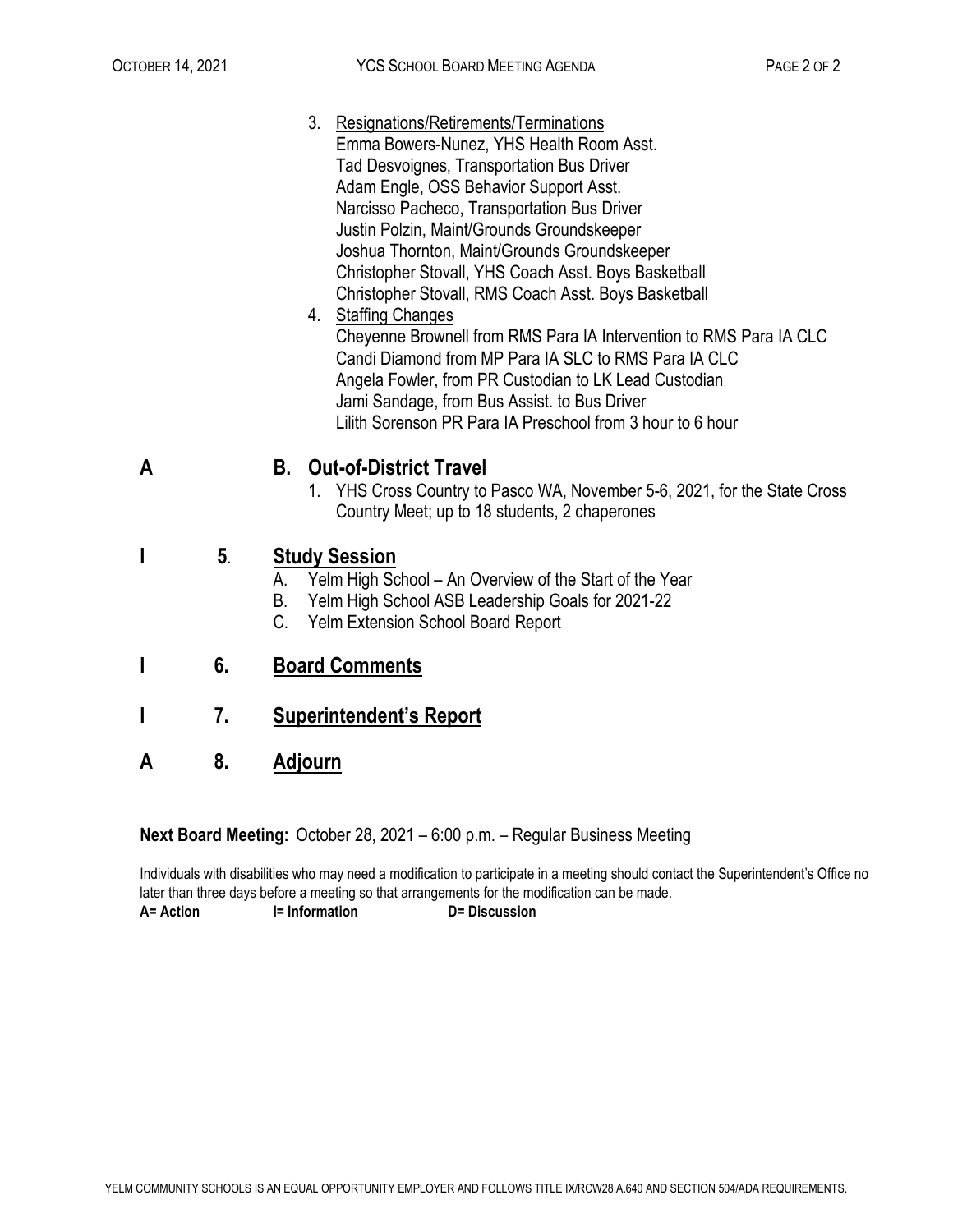3. Resignations/Retirements/Terminations
   Emma Bowers-Nunez, YHS Health Room Asst.
   Tad Desvoignes, Transportation Bus Driver
   Adam Engle, OSS Behavior Support Asst.
   Narcisso Pacheco, Transportation Bus Driver
   Justin Polzin, Maint/Grounds Groundskeeper
   Joshua Thornton, Maint/Grounds Groundskeeper
   Christopher Stovall, YHS Coach Asst. Boys Basketball
   Christopher Stovall, RMS Coach Asst. Boys Basketball
4. Staffing Changes
   Cheyenne Brownell from RMS Para IA Intervention to RMS Para IA CLC
   Candi Diamond from MP Para IA SLC to RMS Para IA CLC
   Angela Fowler, from PR Custodian to LK Lead Custodian
   Jami Sandage, from Bus Assist. to Bus Driver
   Lilith Sorenson PR Para IA Preschool from 3 hour to 6 hour

**A** **B. Out-of-District Travel**

1. YHS Cross Country to Pasco WA, November 5-6, 2021, for the State Cross Country Meet; up to 18 students, 2 chaperones

**I** **5. Study Session**

A. Yelm High School – An Overview of the Start of the Year
B. Yelm High School ASB Leadership Goals for 2021-22
C. Yelm Extension School Board Report

**I** **6. Board Comments**

**I** **7. Superintendent's Report**

**A** **8. Adjourn**

**Next Board Meeting:** October 28, 2021 – 6:00 p.m. – Regular Business Meeting

Individuals with disabilities who may need a modification to participate in a meeting should contact the Superintendent's Office no later than three days before a meeting so that arrangements for the modification can be made.

**A= Action** **I= Information** **D= Discussion**

YELM COMMUNITY SCHOOLS IS AN EQUAL OPPORTUNITY EMPLOYER AND FOLLOWS TITLE IX/RCW28.A.640 AND SECTION 504/ADA REQUIREMENTS.